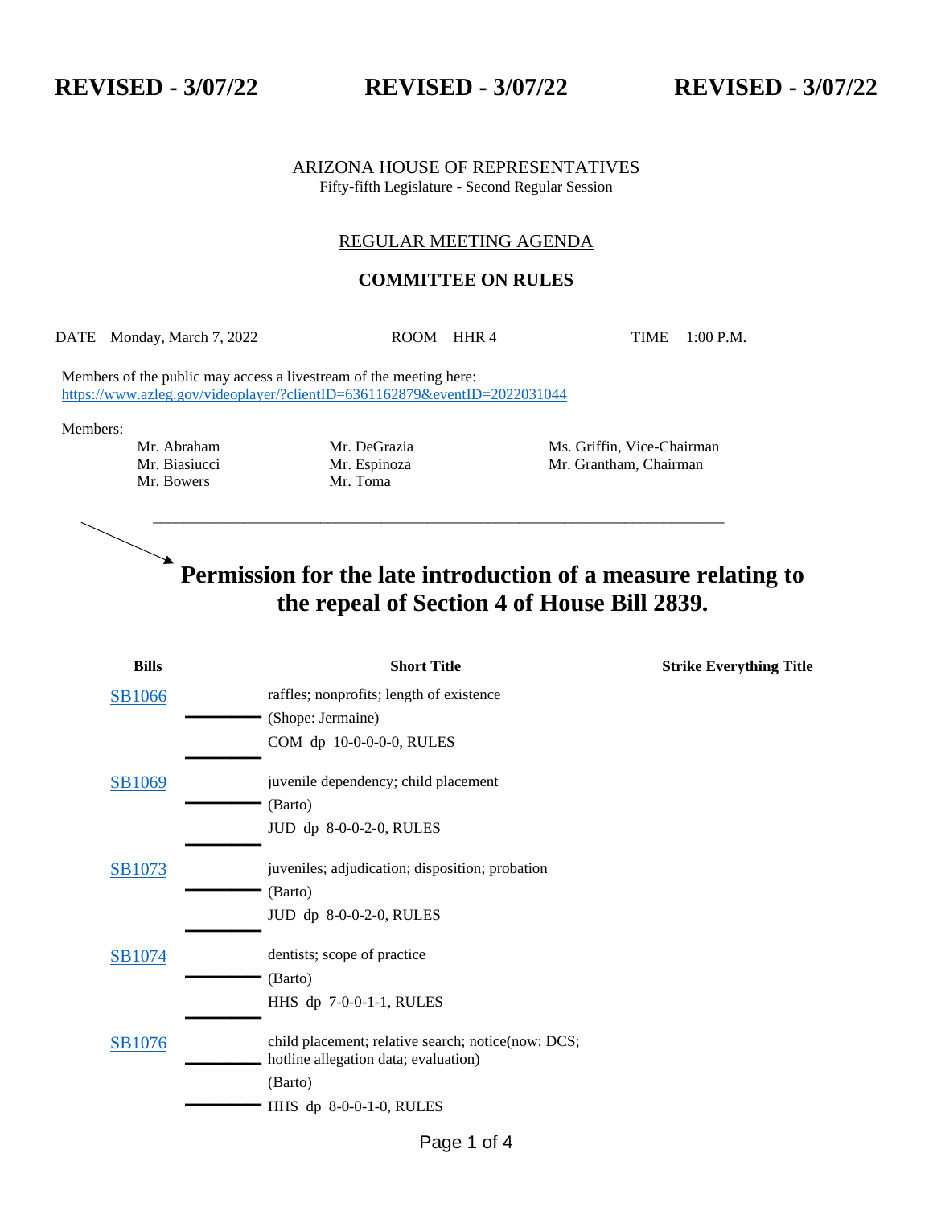**REVISED - 3/07/22** **REVISED - 3/07/22** **REVISED - 3/07/22**

ARIZONA HOUSE OF REPRESENTATIVES
Fifty-fifth Legislature - Second Regular Session

# REGULAR MEETING AGENDA

## COMMITTEE ON RULES

DATE Monday, March 7, 2022 ROOM HHR 4 TIME 1:00 P.M.

Members of the public may access a livestream of the meeting here:
https://www.azleg.gov/videoplayer/?clientID=6361162879&eventID=2022031044

Members:

| | | |
|---|---|---|
| Mr. Abraham | Mr. DeGrazia | Ms. Griffin, Vice-Chairman |
| Mr. Biasiucci | Mr. Espinoza | Mr. Grantham, Chairman |
| Mr. Bowers | Mr. Toma | |

---

**Permission for the late introduction of a measure relating to the repeal of Section 4 of House Bill 2839.**

| Bills | Short Title | Strike Everything Title |
|---|---|---|
| SB1066 | raffles; nonprofits; length of existence<br>(Shope: Jermaine)<br>COM dp 10-0-0-0-0, RULES | |
| SB1069 | juvenile dependency; child placement<br>(Barto)<br>JUD dp 8-0-0-2-0, RULES | |
| SB1073 | juveniles; adjudication; disposition; probation<br>(Barto)<br>JUD dp 8-0-0-2-0, RULES | |
| SB1074 | dentists; scope of practice<br>(Barto)<br>HHS dp 7-0-0-1-1, RULES | |
| SB1076 | child placement; relative search; notice(now: DCS; hotline allegation data; evaluation)<br>(Barto)<br>HHS dp 8-0-0-1-0, RULES | |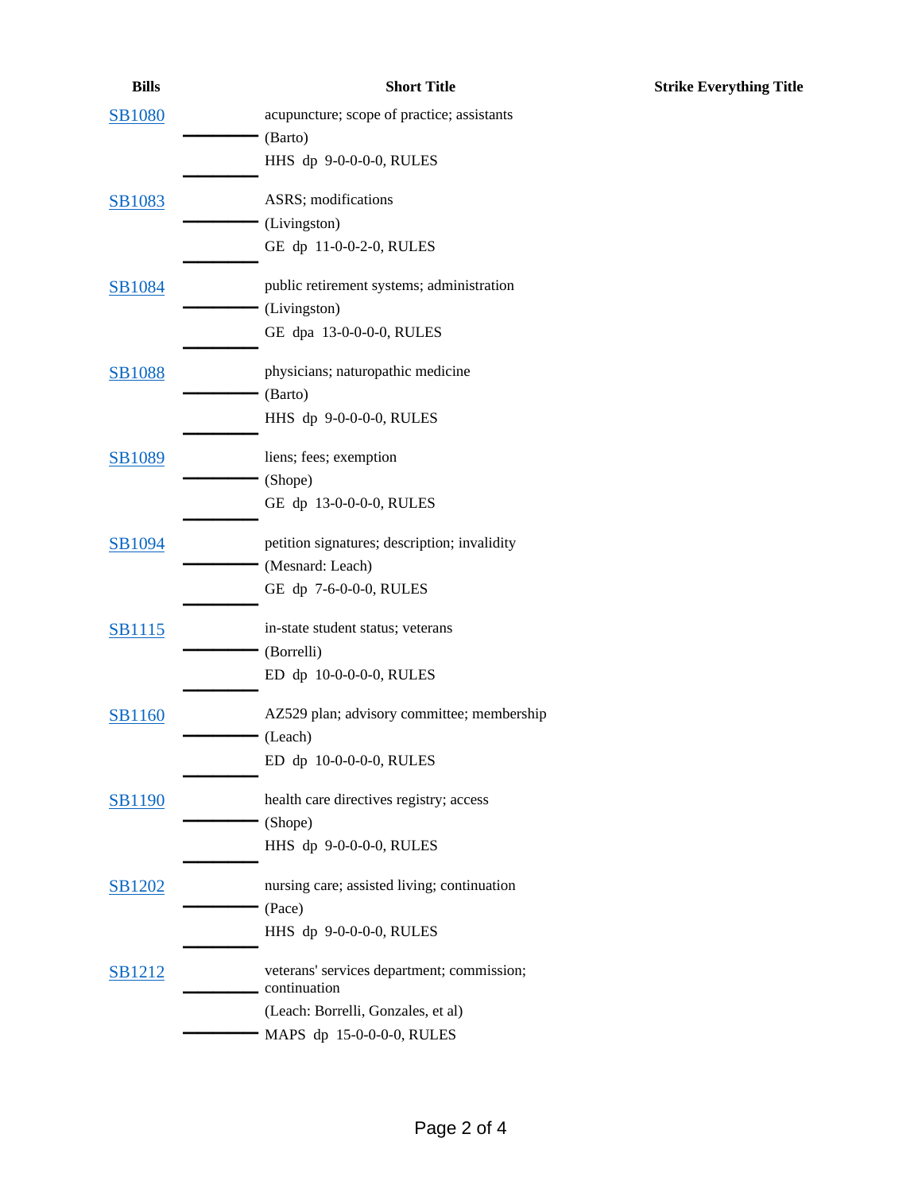| Bills | Short Title | Strike Everything Title |
| --- | --- | --- |
| SB1080 | acupuncture; scope of practice; assistants<br>(Barto)<br>HHS dp 9-0-0-0-0, RULES | |
| SB1083 | ASRS; modifications<br>(Livingston)<br>GE dp 11-0-0-2-0, RULES | |
| SB1084 | public retirement systems; administration<br>(Livingston)<br>GE dpa 13-0-0-0-0, RULES | |
| SB1088 | physicians; naturopathic medicine<br>(Barto)<br>HHS dp 9-0-0-0-0, RULES | |
| SB1089 | liens; fees; exemption<br>(Shope)<br>GE dp 13-0-0-0-0, RULES | |
| SB1094 | petition signatures; description; invalidity<br>(Mesnard: Leach)<br>GE dp 7-6-0-0-0, RULES | |
| SB1115 | in-state student status; veterans<br>(Borrelli)<br>ED dp 10-0-0-0-0, RULES | |
| SB1160 | AZ529 plan; advisory committee; membership<br>(Leach)<br>ED dp 10-0-0-0-0, RULES | |
| SB1190 | health care directives registry; access<br>(Shope)<br>HHS dp 9-0-0-0-0, RULES | |
| SB1202 | nursing care; assisted living; continuation<br>(Pace)<br>HHS dp 9-0-0-0-0, RULES | |
| SB1212 | veterans' services department; commission; continuation<br>(Leach: Borrelli, Gonzales, et al)<br>MAPS dp 15-0-0-0-0, RULES | |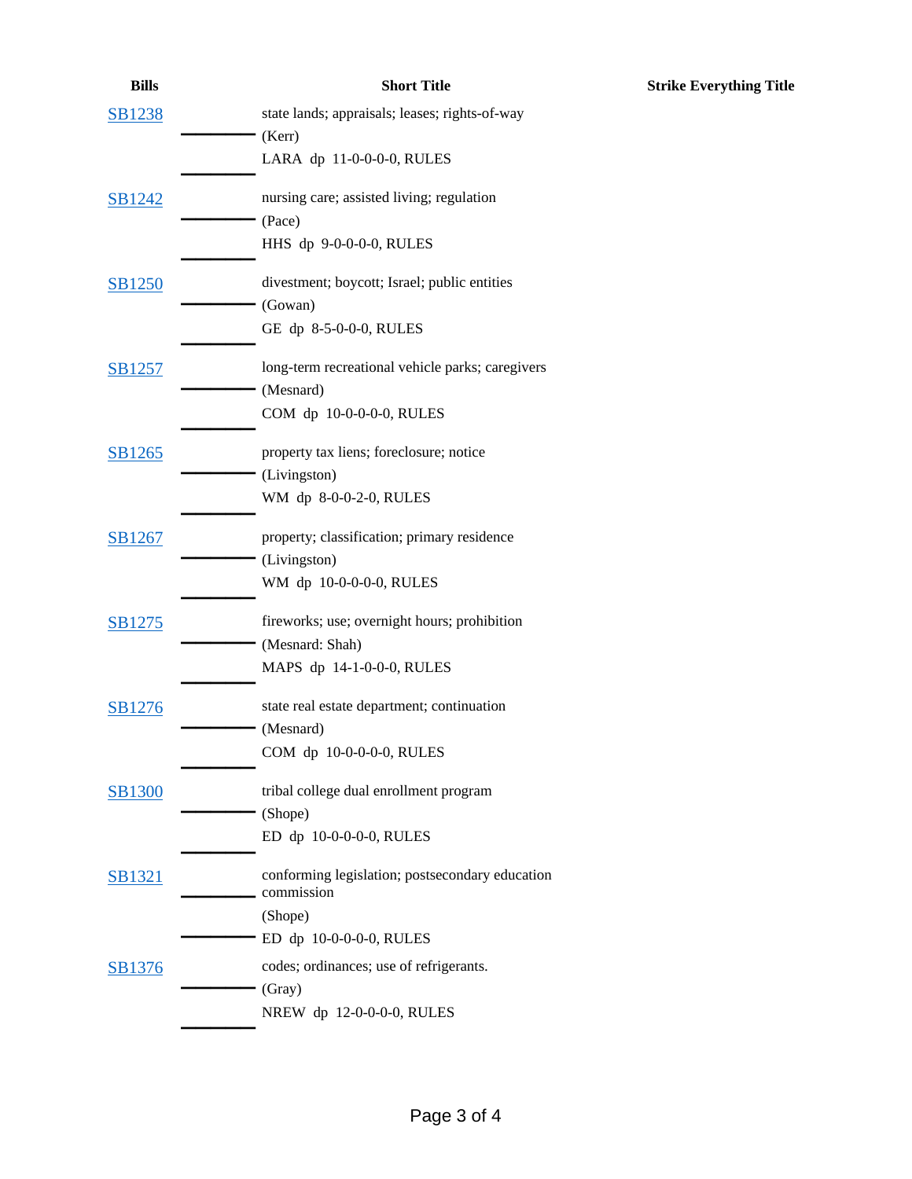| Bills | Short Title | Strike Everything Title |
| --- | --- | --- |
| SB1238 | state lands; appraisals; leases; rights-of-way<br>(Kerr)<br>LARA dp 11-0-0-0-0, RULES | |
| SB1242 | nursing care; assisted living; regulation<br>(Pace)<br>HHS dp 9-0-0-0-0, RULES | |
| SB1250 | divestment; boycott; Israel; public entities<br>(Gowan)<br>GE dp 8-5-0-0-0, RULES | |
| SB1257 | long-term recreational vehicle parks; caregivers<br>(Mesnard)<br>COM dp 10-0-0-0-0, RULES | |
| SB1265 | property tax liens; foreclosure; notice<br>(Livingston)<br>WM dp 8-0-0-2-0, RULES | |
| SB1267 | property; classification; primary residence<br>(Livingston)<br>WM dp 10-0-0-0-0, RULES | |
| SB1275 | fireworks; use; overnight hours; prohibition<br>(Mesnard: Shah)<br>MAPS dp 14-1-0-0-0, RULES | |
| SB1276 | state real estate department; continuation<br>(Mesnard)<br>COM dp 10-0-0-0-0, RULES | |
| SB1300 | tribal college dual enrollment program<br>(Shope)<br>ED dp 10-0-0-0-0, RULES | |
| SB1321 | conforming legislation; postsecondary education commission<br>(Shope)<br>ED dp 10-0-0-0-0, RULES | |
| SB1376 | codes; ordinances; use of refrigerants.<br>(Gray)<br>NREW dp 12-0-0-0-0, RULES | |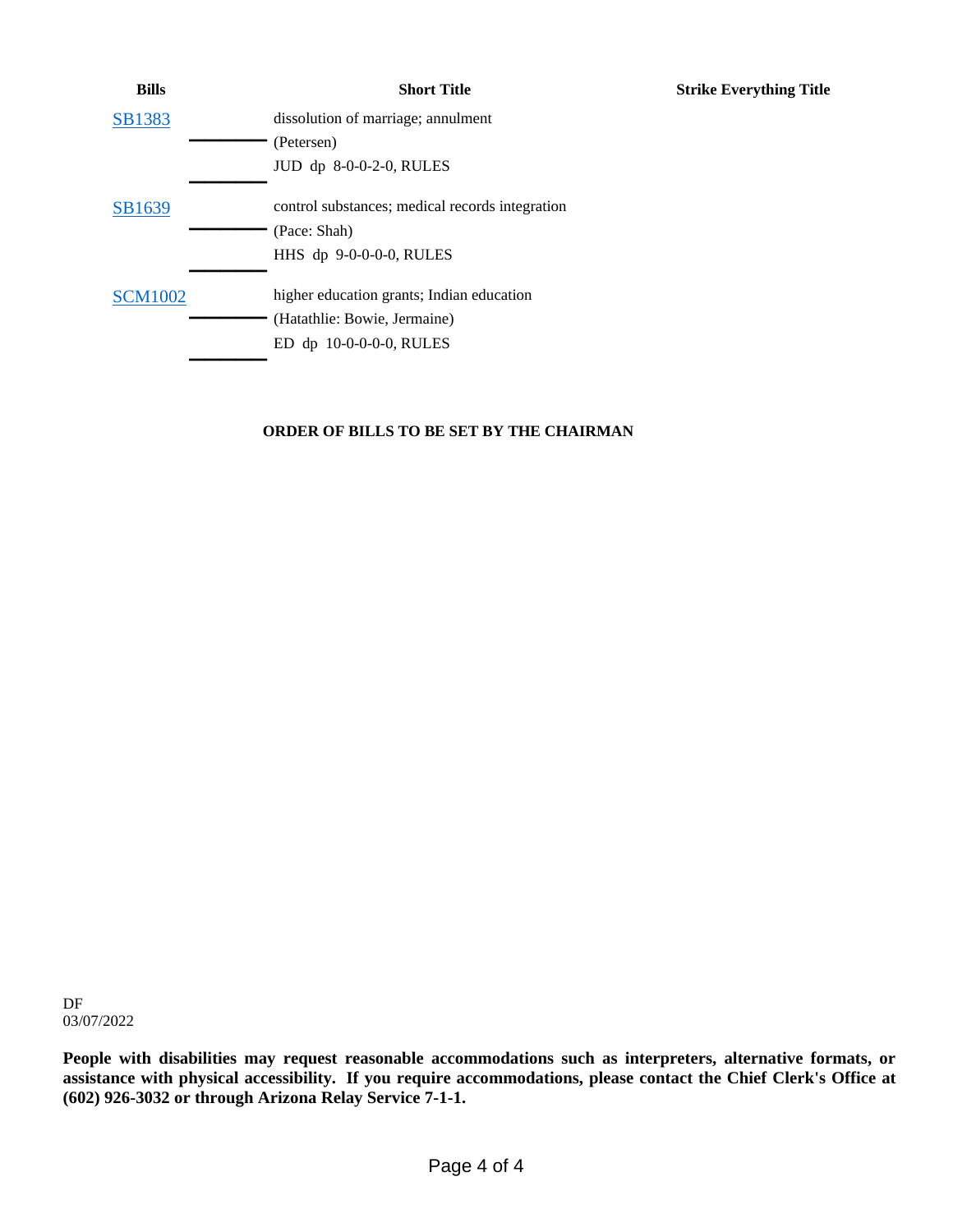| Bills | | Short Title | Strike Everything Title |
|---|---|---|---|
| SB1383 | | dissolution of marriage; annulment<br>(Petersen)<br>JUD dp 8-0-0-2-0, RULES | |
| SB1639 | | control substances; medical records integration<br>(Pace: Shah)<br>HHS dp 9-0-0-0-0, RULES | |
| SCM1002 | | higher education grants; Indian education<br>(Hatathlie: Bowie, Jermaine)<br>ED dp 10-0-0-0-0, RULES | |

**ORDER OF BILLS TO BE SET BY THE CHAIRMAN**

DF
03/07/2022

**People with disabilities may request reasonable accommodations such as interpreters, alternative formats, or assistance with physical accessibility. If you require accommodations, please contact the Chief Clerk's Office at (602) 926-3032 or through Arizona Relay Service 7-1-1.**